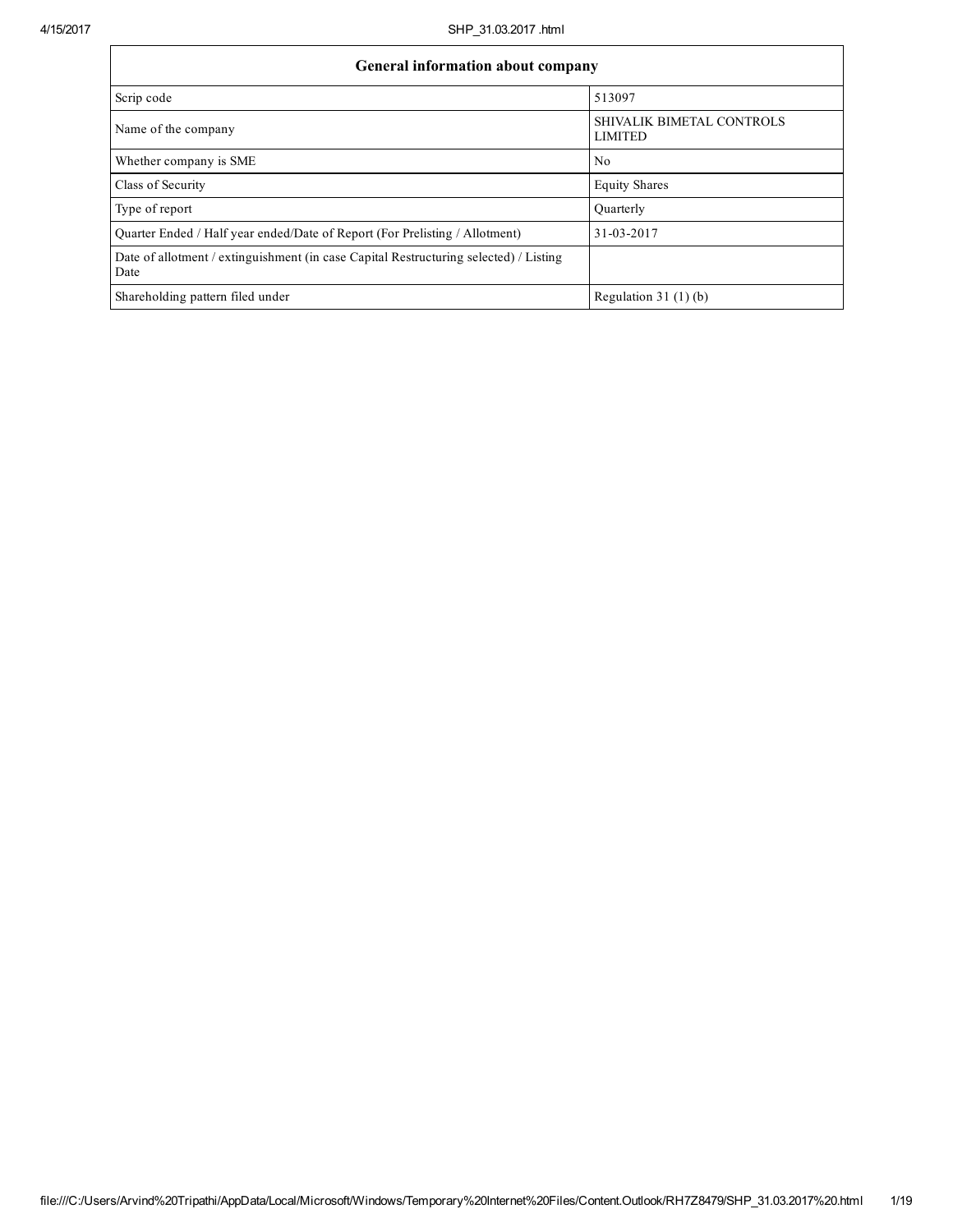| General information about company | |
|---|---|
| Scrip code | 513097 |
| Name of the company | SHIVALIK BIMETAL CONTROLS LIMITED |
| Whether company is SME | No |
| Class of Security | Equity Shares |
| Type of report | Quarterly |
| Quarter Ended / Half year ended/Date of Report (For Prelisting / Allotment) | 31-03-2017 |
| Date of allotment / extinguishment (in case Capital Restructuring selected) / Listing Date | |
| Shareholding pattern filed under | Regulation 31 (1) (b) |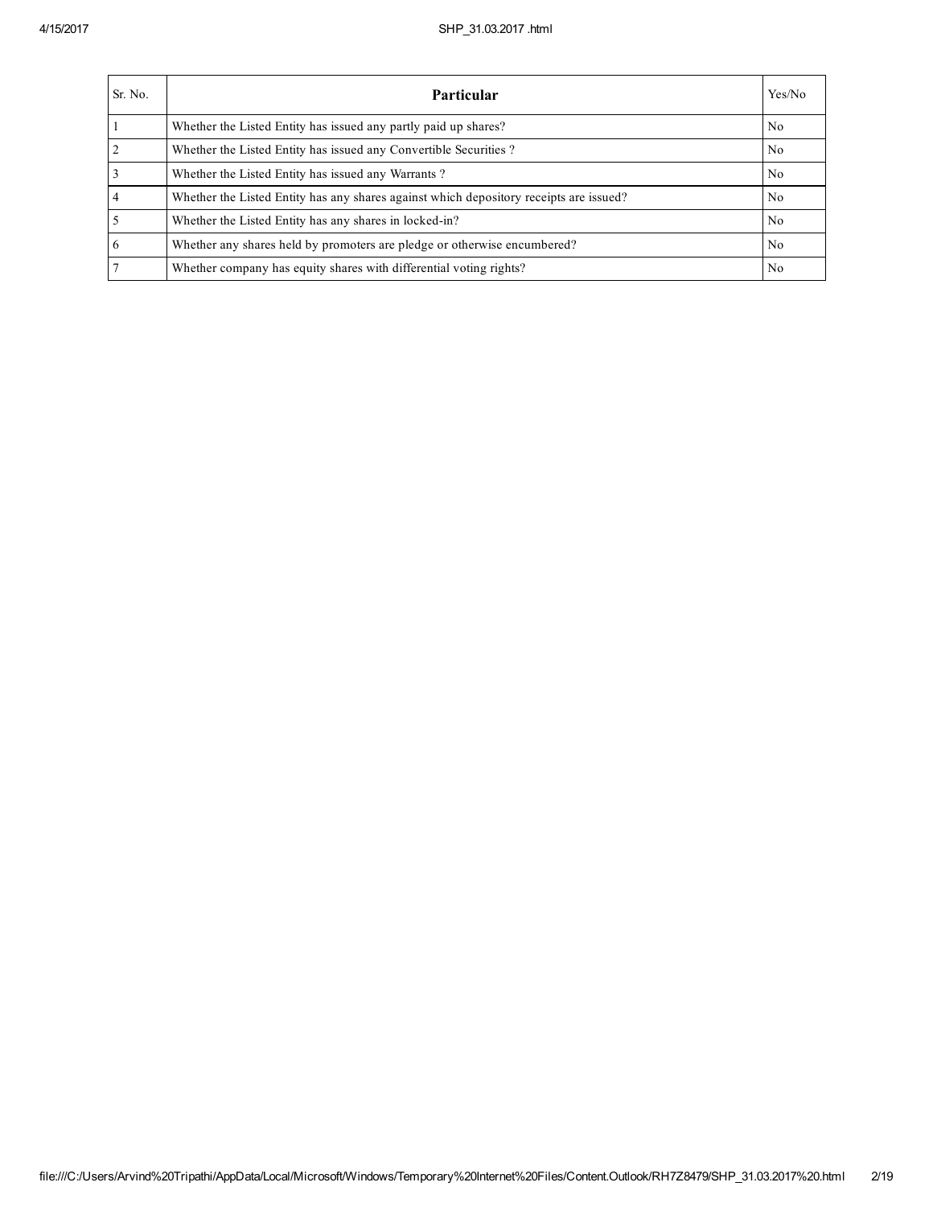| Sr. No. | Particular | Yes/No |
| --- | --- | --- |
| 1 | Whether the Listed Entity has issued any partly paid up shares? | No |
| 2 | Whether the Listed Entity has issued any Convertible Securities ? | No |
| 3 | Whether the Listed Entity has issued any Warrants ? | No |
| 4 | Whether the Listed Entity has any shares against which depository receipts are issued? | No |
| 5 | Whether the Listed Entity has any shares in locked-in? | No |
| 6 | Whether any shares held by promoters are pledge or otherwise encumbered? | No |
| 7 | Whether company has equity shares with differential voting rights? | No |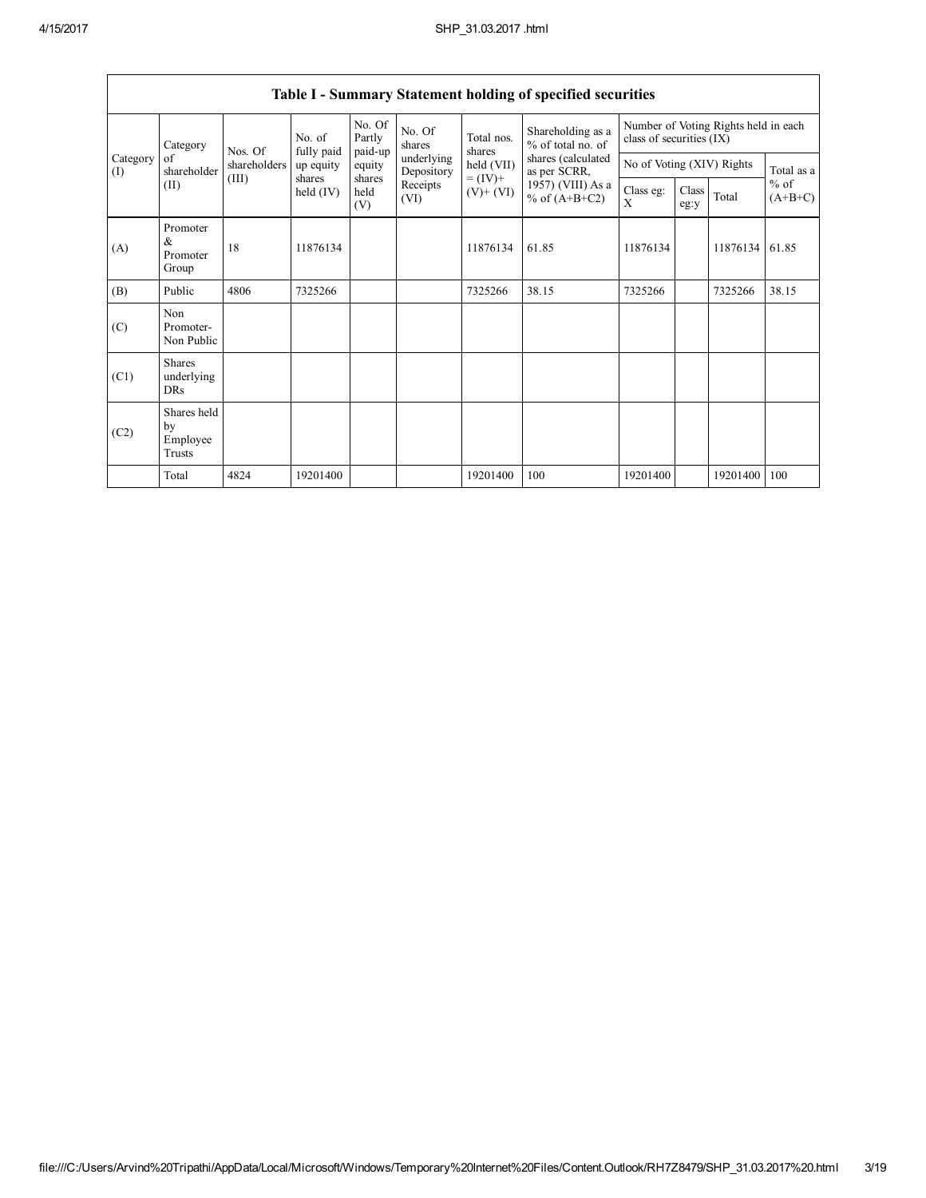## Table I - Summary Statement holding of specified securities

| Category (I) | Category of shareholder (II) | Nos. Of shareholders (III) | No. of fully paid up equity shares held (IV) | No. Of Partly paid-up equity shares held (V) | No. Of shares underlying Depository Receipts (VI) | Total nos. shares held (VII) = (IV)+ (V)+ (VI) | Shareholding as a % of total no. of shares (calculated as per SCRR, 1957) (VIII) As a % of (A+B+C2) | Number of Voting Rights held in each class of securities (IX) | | | |
|---|---|---|---|---|---|---|---|---|---|---|---|
| | | | | | | | | No of Voting (XIV) Rights | | | Total as a % of (A+B+C) |
| | | | | | | | | Class eg: X | Class eg:y | Total | |
| (A) | Promoter & Promoter Group | 18 | 11876134 | | | 11876134 | 61.85 | 11876134 | | 11876134 | 61.85 |
| (B) | Public | 4806 | 7325266 | | | 7325266 | 38.15 | 7325266 | | 7325266 | 38.15 |
| (C) | Non Promoter- Non Public | | | | | | | | | | |
| (C1) | Shares underlying DRs | | | | | | | | | | |
| (C2) | Shares held by Employee Trusts | | | | | | | | | | |
| | Total | 4824 | 19201400 | | | 19201400 | 100 | 19201400 | | 19201400 | 100 |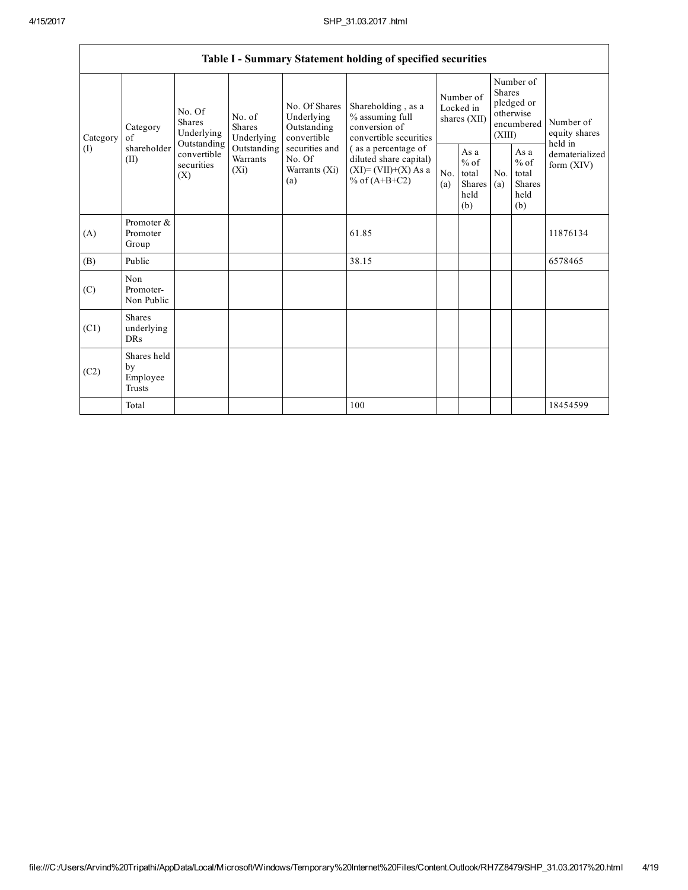| Table I - Summary Statement holding of specified securities | | | | | | | | | | | |
|---|---|---|---|---|---|---|---|---|---|---|---|
| Category (I) | Category of shareholder (II) | No. Of Shares Underlying Outstanding convertible securities (X) | No. of Shares Underlying Outstanding Warrants (Xi) | No. Of Shares Underlying Outstanding convertible securities and No. Of Warrants (Xi) (a) | Shareholding , as a % assuming full conversion of convertible securities ( as a percentage of diluted share capital) (XI)= (VII)+(X) As a % of (A+B+C2) | Number of Locked in shares (XII) | | Number of Shares pledged or otherwise encumbered (XIII) | | Number of equity shares held in dematerialized form (XIV) |
| | | | | | | No. (a) | As a % of total Shares held (b) | No. (a) | As a % of total Shares held (b) | |
| (A) | Promoter & Promoter Group | | | | 61.85 | | | | | 11876134 |
| (B) | Public | | | | 38.15 | | | | | 6578465 |
| (C) | Non Promoter- Non Public | | | | | | | | | |
| (C1) | Shares underlying DRs | | | | | | | | | |
| (C2) | Shares held by Employee Trusts | | | | | | | | | |
| | Total | | | | 100 | | | | | 18454599 |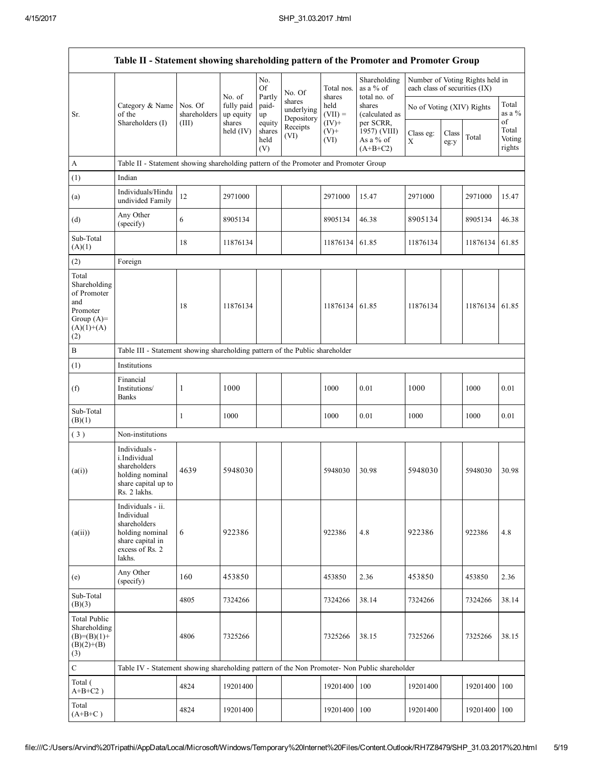| Table II - Statement showing shareholding pattern of the Promoter and Promoter Group | | | | | | | | | | | |
|---|---|---|---|---|---|---|---|---|---|---|---|
| Sr. | Category & Name of the Shareholders (I) | Nos. Of shareholders (III) | No. of fully paid up equity shares held (IV) | No. Of Partly paid-up equity shares held (V) | No. Of shares underlying Depository Receipts (VI) | Total nos. shares held (VII) = (IV)+ (V)+ (VI) | Shareholding as a % of total no. of shares (calculated as per SCRR, 1957) (VIII) As a % of (A+B+C2) | Number of Voting Rights held in each class of securities (IX) | | | |
| | | | | | | | | No of Voting (XIV) Rights | | | Total as a % of Total Voting rights |
| | | | | | | | | Class eg: X | Class eg:y | Total | |
| A | Table II - Statement showing shareholding pattern of the Promoter and Promoter Group | | | | | | | | | | |
| (1) | Indian | | | | | | | | | | |
| (a) | Individuals/Hindu undivided Family | 12 | 2971000 | | | 2971000 | 15.47 | 2971000 | | 2971000 | 15.47 |
| (d) | Any Other (specify) | 6 | 8905134 | | | 8905134 | 46.38 | 8905134 | | 8905134 | 46.38 |
| Sub-Total (A)(1) | | 18 | 11876134 | | | 11876134 | 61.85 | 11876134 | | 11876134 | 61.85 |
| (2) | Foreign | | | | | | | | | | |
| Total Shareholding of Promoter and Promoter Group (A)= (A)(1)+(A)(2) | | 18 | 11876134 | | | 11876134 | 61.85 | 11876134 | | 11876134 | 61.85 |
| B | Table III - Statement showing shareholding pattern of the Public shareholder | | | | | | | | | | |
| (1) | Institutions | | | | | | | | | | |
| (f) | Financial Institutions/ Banks | 1 | 1000 | | | 1000 | 0.01 | 1000 | | 1000 | 0.01 |
| Sub-Total (B)(1) | | 1 | 1000 | | | 1000 | 0.01 | 1000 | | 1000 | 0.01 |
| ( 3 ) | Non-institutions | | | | | | | | | | |
| (a(i)) | Individuals - i.Individual shareholders holding nominal share capital up to Rs. 2 lakhs. | 4639 | 5948030 | | | 5948030 | 30.98 | 5948030 | | 5948030 | 30.98 |
| (a(ii)) | Individuals - ii. Individual shareholders holding nominal share capital in excess of Rs. 2 lakhs. | 6 | 922386 | | | 922386 | 4.8 | 922386 | | 922386 | 4.8 |
| (e) | Any Other (specify) | 160 | 453850 | | | 453850 | 2.36 | 453850 | | 453850 | 2.36 |
| Sub-Total (B)(3) | | 4805 | 7324266 | | | 7324266 | 38.14 | 7324266 | | 7324266 | 38.14 |
| Total Public Shareholding (B)=(B)(1)+(B)(2)+(B)(3) | | 4806 | 7325266 | | | 7325266 | 38.15 | 7325266 | | 7325266 | 38.15 |
| C | Table IV - Statement showing shareholding pattern of the Non Promoter- Non Public shareholder | | | | | | | | | | |
| Total ( A+B+C2 ) | | 4824 | 19201400 | | | 19201400 | 100 | 19201400 | | 19201400 | 100 |
| Total (A+B+C ) | | 4824 | 19201400 | | | 19201400 | 100 | 19201400 | | 19201400 | 100 |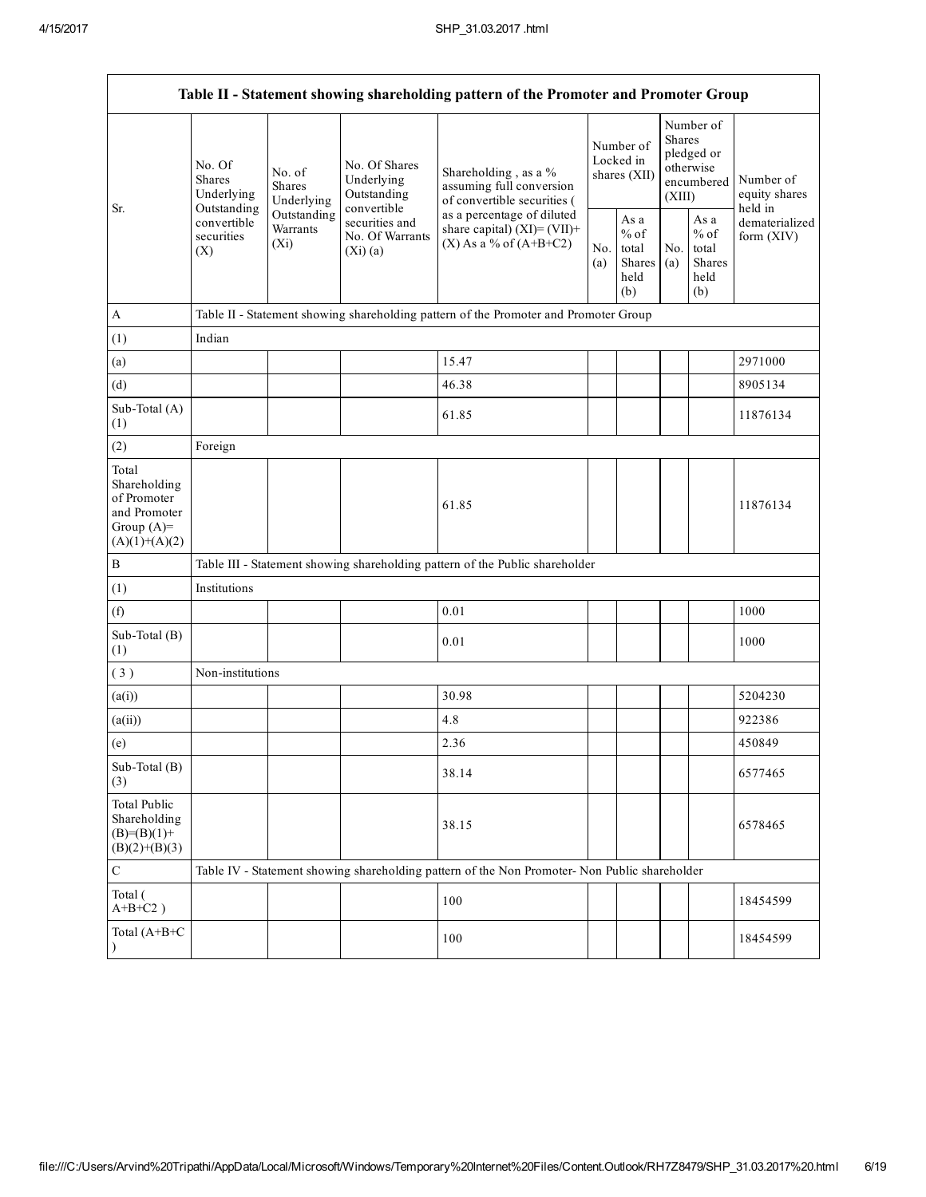| Table II - Statement showing shareholding pattern of the Promoter and Promoter Group | | | | | | | | | |
|---|---|---|---|---|---|---|---|---|---|
| Sr. | No. Of Shares Underlying Outstanding convertible securities (X) | No. of Shares Underlying Outstanding Warrants (Xi) | No. Of Shares Underlying Outstanding convertible securities and No. Of Warrants (Xi) (a) | Shareholding , as a % assuming full conversion of convertible securities ( as a percentage of diluted share capital) (XI)= (VII)+(X) As a % of (A+B+C2) | Number of Locked in shares (XII) | | Number of Shares pledged or otherwise encumbered (XIII) | | Number of equity shares held in dematerialized form (XIV) |
| | | | | | No. (a) | As a % of total Shares held (b) | No. (a) | As a % of total Shares held (b) | |
| A | Table II - Statement showing shareholding pattern of the Promoter and Promoter Group | | | | | | | | |
| (1) | Indian | | | | | | | | |
| (a) | | | | 15.47 | | | | | 2971000 |
| (d) | | | | 46.38 | | | | | 8905134 |
| Sub-Total (A) (1) | | | | 61.85 | | | | | 11876134 |
| (2) | Foreign | | | | | | | | |
| Total Shareholding of Promoter and Promoter Group (A)=(A)(1)+(A)(2) | | | | 61.85 | | | | | 11876134 |
| B | Table III - Statement showing shareholding pattern of the Public shareholder | | | | | | | | |
| (1) | Institutions | | | | | | | | |
| (f) | | | | 0.01 | | | | | 1000 |
| Sub-Total (B) (1) | | | | 0.01 | | | | | 1000 |
| ( 3 ) | Non-institutions | | | | | | | | |
| (a(i)) | | | | 30.98 | | | | | 5204230 |
| (a(ii)) | | | | 4.8 | | | | | 922386 |
| (e) | | | | 2.36 | | | | | 450849 |
| Sub-Total (B) (3) | | | | 38.14 | | | | | 6577465 |
| Total Public Shareholding (B)=(B)(1)+(B)(2)+(B)(3) | | | | 38.15 | | | | | 6578465 |
| C | Table IV - Statement showing shareholding pattern of the Non Promoter- Non Public shareholder | | | | | | | | |
| Total ( A+B+C2 ) | | | | 100 | | | | | 18454599 |
| Total (A+B+C ) | | | | 100 | | | | | 18454599 |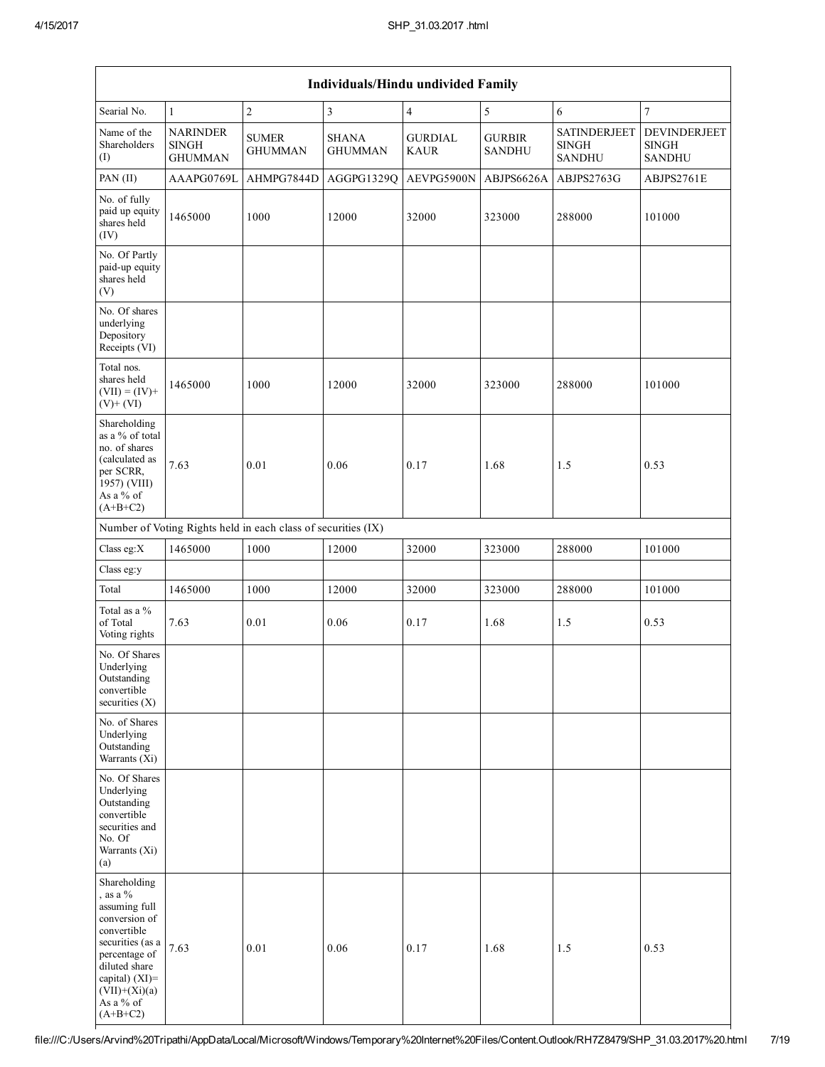| Individuals/Hindu undivided Family | | | | | | | |
|---|---|---|---|---|---|---|---|
| Searial No. | 1 | 2 | 3 | 4 | 5 | 6 | 7 |
| Name of the Shareholders (I) | NARINDER SINGH GHUMMAN | SUMER GHUMMAN | SHANA GHUMMAN | GURDIAL KAUR | GURBIR SANDHU | SATINDERJEET SINGH SANDHU | DEVINDERJEET SINGH SANDHU |
| PAN (II) | AAAPG0769L | AHMPG7844D | AGGPG1329Q | AEVPG5900N | ABJPS6626A | ABJPS2763G | ABJPS2761E |
| No. of fully paid up equity shares held (IV) | 1465000 | 1000 | 12000 | 32000 | 323000 | 288000 | 101000 |
| No. Of Partly paid-up equity shares held (V) | | | | | | | |
| No. Of shares underlying Depository Receipts (VI) | | | | | | | |
| Total nos. shares held (VII) = (IV)+(V)+ (VI) | 1465000 | 1000 | 12000 | 32000 | 323000 | 288000 | 101000 |
| Shareholding as a % of total no. of shares (calculated as per SCRR, 1957) (VIII) As a % of (A+B+C2) | 7.63 | 0.01 | 0.06 | 0.17 | 1.68 | 1.5 | 0.53 |
| Number of Voting Rights held in each class of securities (IX) | | | | | | | |
| Class eg:X | 1465000 | 1000 | 12000 | 32000 | 323000 | 288000 | 101000 |
| Class eg:y | | | | | | | |
| Total | 1465000 | 1000 | 12000 | 32000 | 323000 | 288000 | 101000 |
| Total as a % of Total Voting rights | 7.63 | 0.01 | 0.06 | 0.17 | 1.68 | 1.5 | 0.53 |
| No. Of Shares Underlying Outstanding convertible securities (X) | | | | | | | |
| No. of Shares Underlying Outstanding Warrants (Xi) | | | | | | | |
| No. Of Shares Underlying Outstanding convertible securities and No. Of Warrants (Xi) (a) | | | | | | | |
| Shareholding , as a % assuming full conversion of convertible securities (as a percentage of diluted share capital) (XI)= (VII)+(Xi)(a) As a % of (A+B+C2) | 7.63 | 0.01 | 0.06 | 0.17 | 1.68 | 1.5 | 0.53 |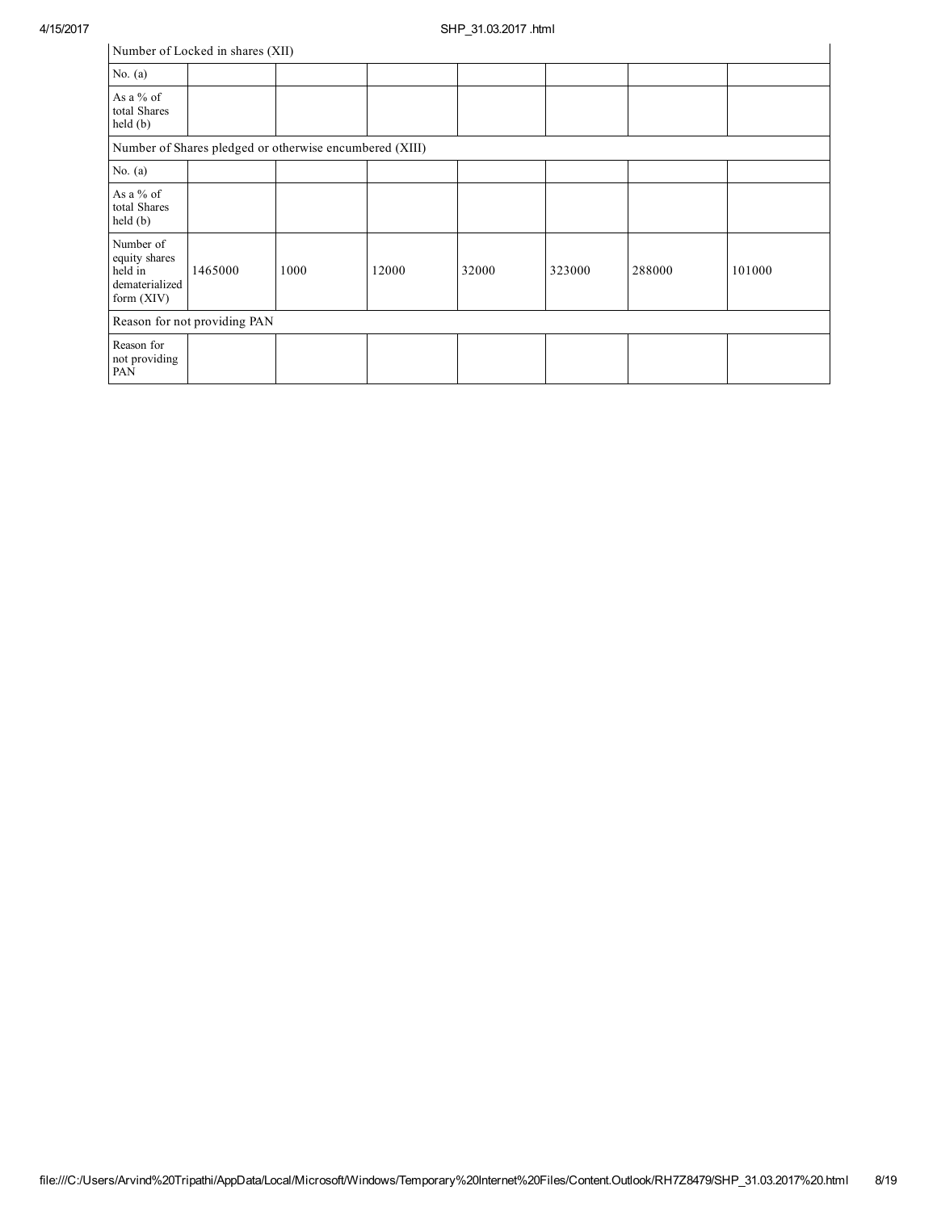| Number of Locked in shares (XII) | | | | | | | |
|---|---|---|---|---|---|---|---|
| No. (a) | | | | | | | |
| As a % of total Shares held (b) | | | | | | | |
| Number of Shares pledged or otherwise encumbered (XIII) | | | | | | | |
| No. (a) | | | | | | | |
| As a % of total Shares held (b) | | | | | | | |
| Number of equity shares held in dematerialized form (XIV) | 1465000 | 1000 | 12000 | 32000 | 323000 | 288000 | 101000 |
| Reason for not providing PAN | | | | | | | |
| Reason for not providing PAN | | | | | | | |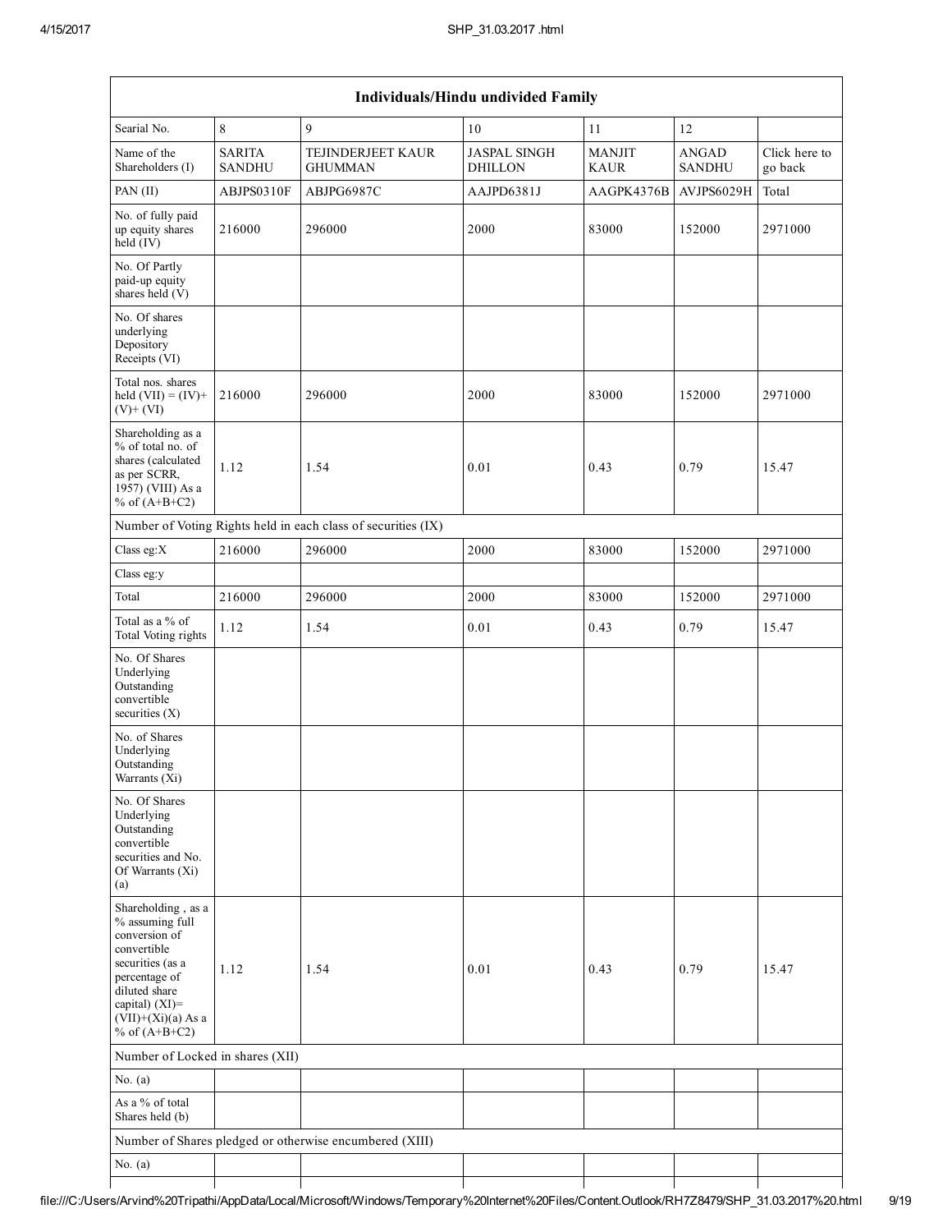| Individuals/Hindu undivided Family | | | | | | |
|---|---|---|---|---|---|---|
| Searial No. | 8 | 9 | 10 | 11 | 12 | |
| Name of the Shareholders (I) | SARITA SANDHU | TEJINDERJEET KAUR GHUMMAN | JASPAL SINGH DHILLON | MANJIT KAUR | ANGAD SANDHU | Click here to go back |
| PAN (II) | ABJPS0310F | ABJPG6987C | AAJPD6381J | AAGPK4376B | AVJPS6029H | Total |
| No. of fully paid up equity shares held (IV) | 216000 | 296000 | 2000 | 83000 | 152000 | 2971000 |
| No. Of Partly paid-up equity shares held (V) | | | | | | |
| No. Of shares underlying Depository Receipts (VI) | | | | | | |
| Total nos. shares held (VII) = (IV)+ (V)+ (VI) | 216000 | 296000 | 2000 | 83000 | 152000 | 2971000 |
| Shareholding as a % of total no. of shares (calculated as per SCRR, 1957) (VIII) As a % of (A+B+C2) | 1.12 | 1.54 | 0.01 | 0.43 | 0.79 | 15.47 |
| Number of Voting Rights held in each class of securities (IX) | | | | | | |
| Class eg:X | 216000 | 296000 | 2000 | 83000 | 152000 | 2971000 |
| Class eg:y | | | | | | |
| Total | 216000 | 296000 | 2000 | 83000 | 152000 | 2971000 |
| Total as a % of Total Voting rights | 1.12 | 1.54 | 0.01 | 0.43 | 0.79 | 15.47 |
| No. Of Shares Underlying Outstanding convertible securities (X) | | | | | | |
| No. of Shares Underlying Outstanding Warrants (Xi) | | | | | | |
| No. Of Shares Underlying Outstanding convertible securities and No. Of Warrants (Xi) (a) | | | | | | |
| Shareholding , as a % assuming full conversion of convertible securities (as a percentage of diluted share capital) (XI)= (VII)+(Xi)(a) As a % of (A+B+C2) | 1.12 | 1.54 | 0.01 | 0.43 | 0.79 | 15.47 |
| Number of Locked in shares (XII) | | | | | | |
| No. (a) | | | | | | |
| As a % of total Shares held (b) | | | | | | |
| Number of Shares pledged or otherwise encumbered (XIII) | | | | | | |
| No. (a) | | | | | | |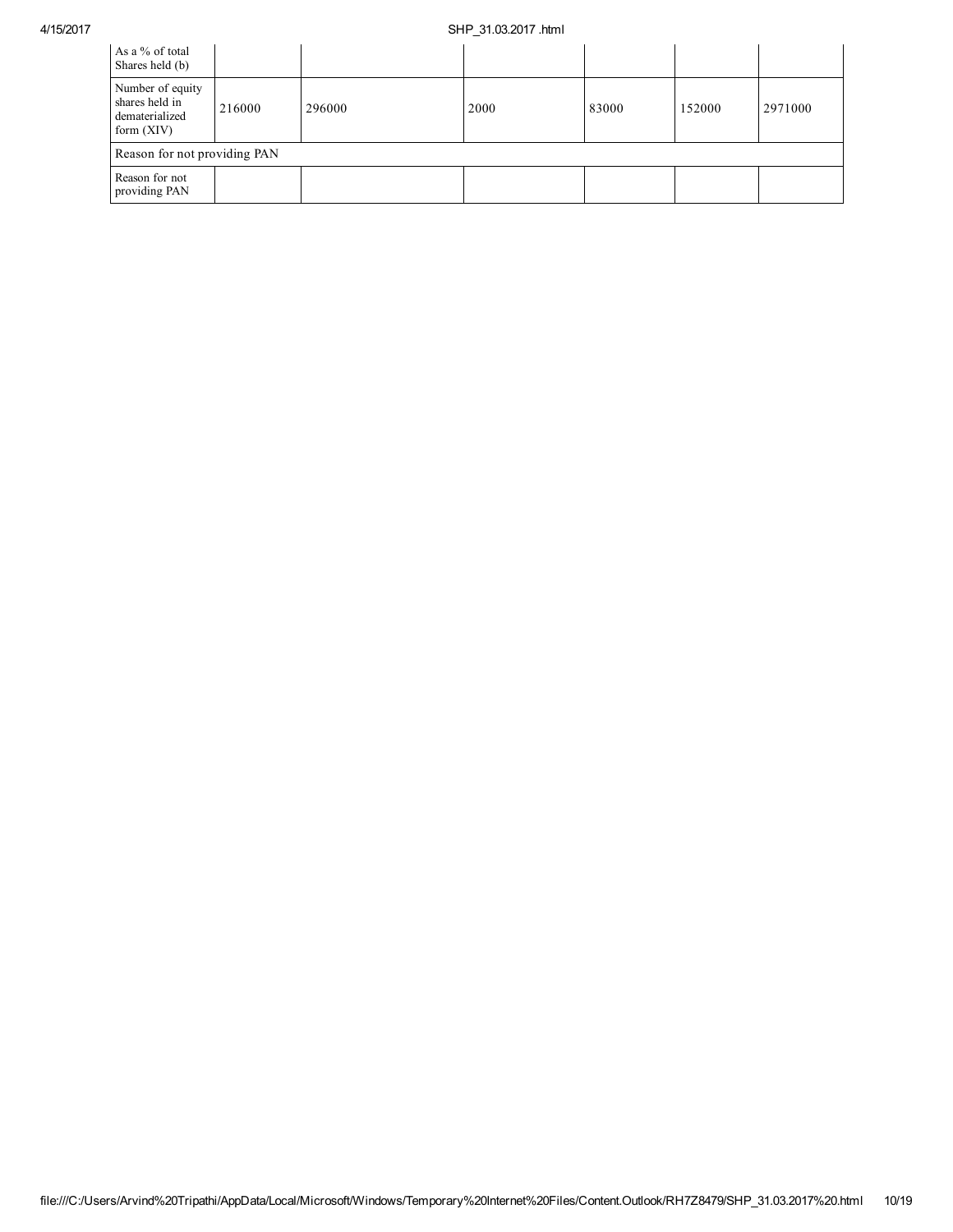| As a % of total Shares held (b) | | | | | | |
|---|---|---|---|---|---|---|
| Number of equity shares held in dematerialized form (XIV) | 216000 | 296000 | 2000 | 83000 | 152000 | 2971000 |
| Reason for not providing PAN | | | | | | |
| Reason for not providing PAN | | | | | | |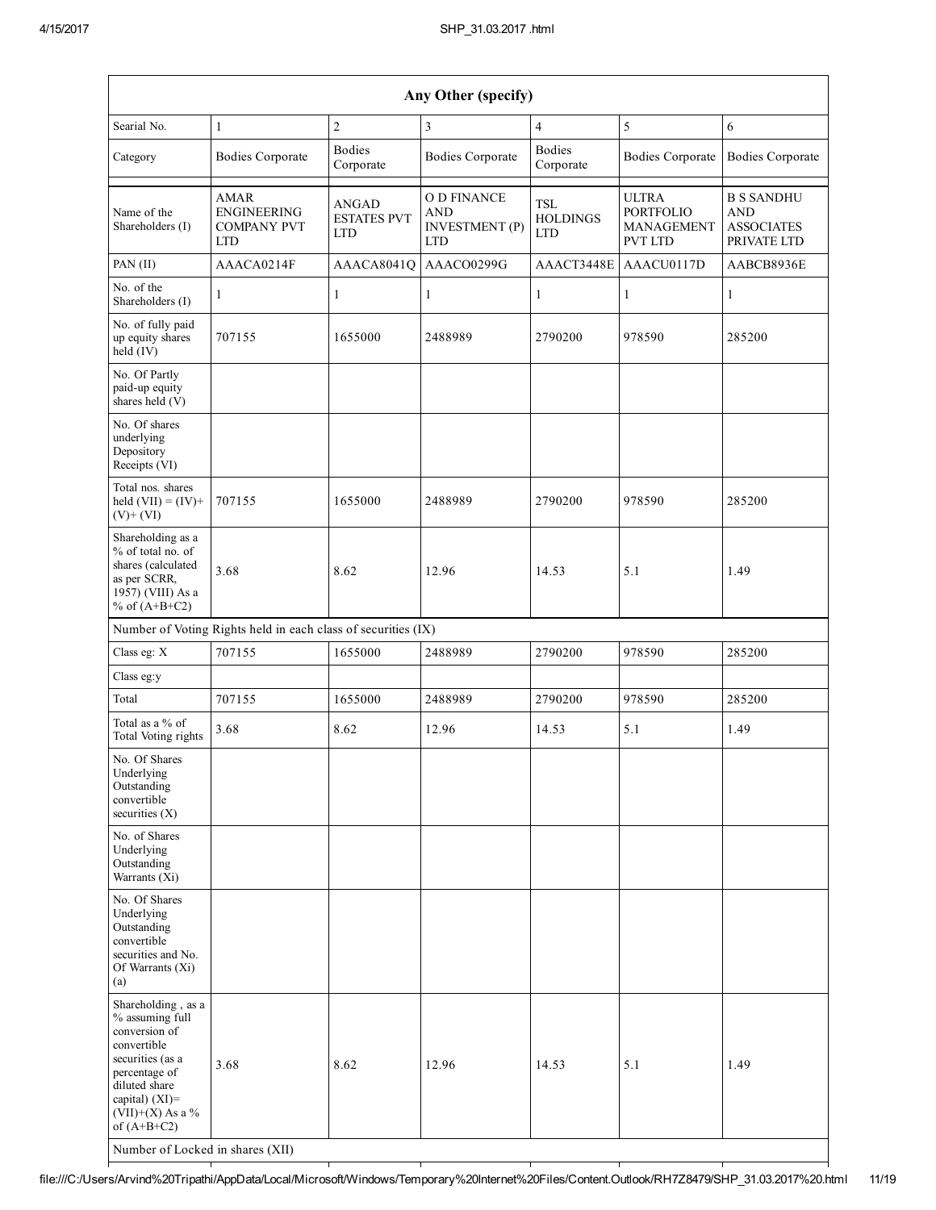| Any Other (specify) | | | | | | |
|---|---|---|---|---|---|---|
| Searial No. | 1 | 2 | 3 | 4 | 5 | 6 |
| Category | Bodies Corporate | Bodies Corporate | Bodies Corporate | Bodies Corporate | Bodies Corporate | Bodies Corporate |
| Name of the Shareholders (I) | AMAR ENGINEERING COMPANY PVT LTD | ANGAD ESTATES PVT LTD | O D FINANCE AND INVESTMENT (P) LTD | TSL HOLDINGS LTD | ULTRA PORTFOLIO MANAGEMENT PVT LTD | B S SANDHU AND ASSOCIATES PRIVATE LTD |
| PAN (II) | AAACA0214F | AAACA8041Q | AAACO0299G | AAACT3448E | AAACU0117D | AABCB8936E |
| No. of the Shareholders (I) | 1 | 1 | 1 | 1 | 1 | 1 |
| No. of fully paid up equity shares held (IV) | 707155 | 1655000 | 2488989 | 2790200 | 978590 | 285200 |
| No. Of Partly paid-up equity shares held (V) | | | | | | |
| No. Of shares underlying Depository Receipts (VI) | | | | | | |
| Total nos. shares held (VII) = (IV)+ (V)+ (VI) | 707155 | 1655000 | 2488989 | 2790200 | 978590 | 285200 |
| Shareholding as a % of total no. of shares (calculated as per SCRR, 1957) (VIII) As a % of (A+B+C2) | 3.68 | 8.62 | 12.96 | 14.53 | 5.1 | 1.49 |
| Number of Voting Rights held in each class of securities (IX) | | | | | | |
| Class eg: X | 707155 | 1655000 | 2488989 | 2790200 | 978590 | 285200 |
| Class eg:y | | | | | | |
| Total | 707155 | 1655000 | 2488989 | 2790200 | 978590 | 285200 |
| Total as a % of Total Voting rights | 3.68 | 8.62 | 12.96 | 14.53 | 5.1 | 1.49 |
| No. Of Shares Underlying Outstanding convertible securities (X) | | | | | | |
| No. of Shares Underlying Outstanding Warrants (Xi) | | | | | | |
| No. Of Shares Underlying Outstanding convertible securities and No. Of Warrants (Xi) (a) | | | | | | |
| Shareholding , as a % assuming full conversion of convertible securities (as a percentage of diluted share capital) (XI)= (VII)+(X) As a % of (A+B+C2) | 3.68 | 8.62 | 12.96 | 14.53 | 5.1 | 1.49 |
| Number of Locked in shares (XII) | | | | | | |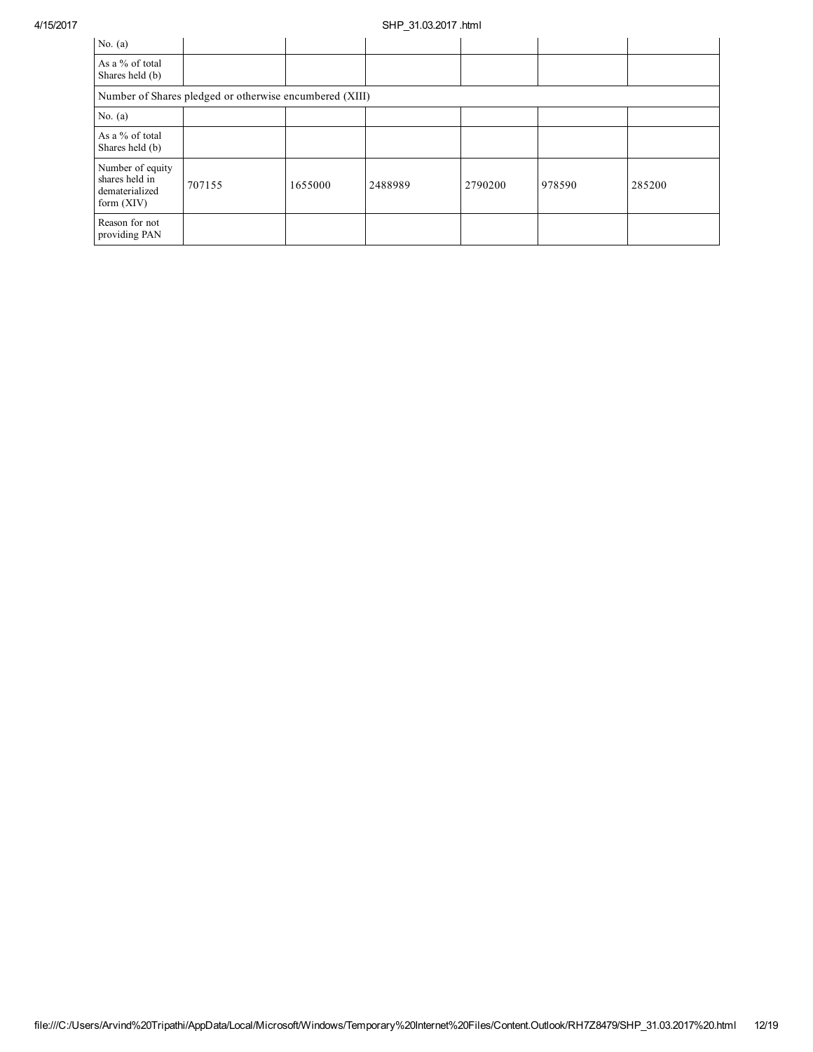| | | | | | | |
|---|---|---|---|---|---|---|
| No. (a) | | | | | | |
| As a % of total Shares held (b) | | | | | | |
| Number of Shares pledged or otherwise encumbered (XIII) | | | | | | |
| No. (a) | | | | | | |
| As a % of total Shares held (b) | | | | | | |
| Number of equity shares held in dematerialized form (XIV) | 707155 | 1655000 | 2488989 | 2790200 | 978590 | 285200 |
| Reason for not providing PAN | | | | | | |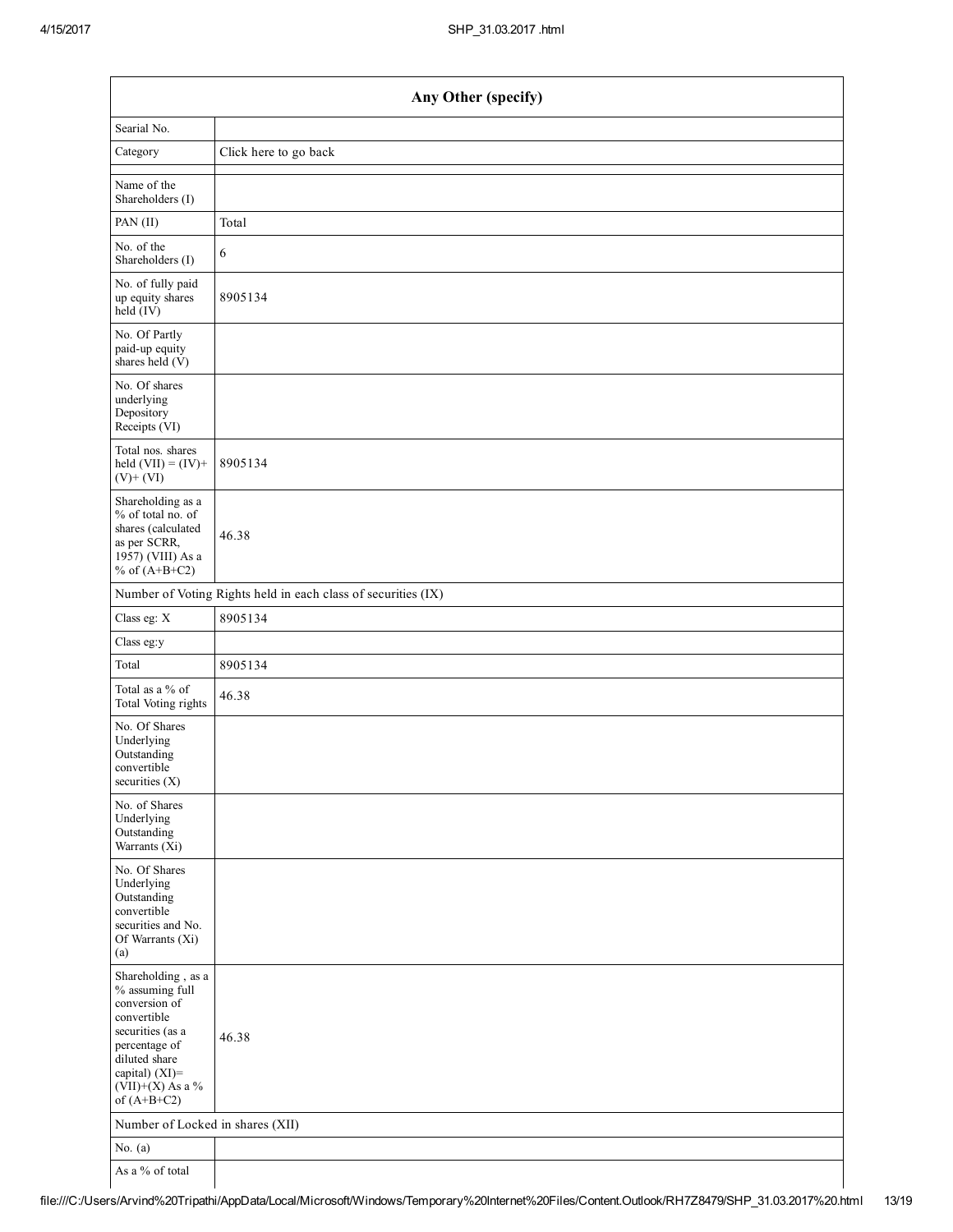| Any Other (specify) | |
|---|---|
| Searial No. | |
| Category | Click here to go back |
| Name of the Shareholders (I) | |
| PAN (II) | Total |
| No. of the Shareholders (I) | 6 |
| No. of fully paid up equity shares held (IV) | 8905134 |
| No. Of Partly paid-up equity shares held (V) | |
| No. Of shares underlying Depository Receipts (VI) | |
| Total nos. shares held (VII) = (IV)+ (V)+ (VI) | 8905134 |
| Shareholding as a % of total no. of shares (calculated as per SCRR, 1957) (VIII) As a % of (A+B+C2) | 46.38 |
| Number of Voting Rights held in each class of securities (IX) | |
| Class eg: X | 8905134 |
| Class eg:y | |
| Total | 8905134 |
| Total as a % of Total Voting rights | 46.38 |
| No. Of Shares Underlying Outstanding convertible securities (X) | |
| No. of Shares Underlying Outstanding Warrants (Xi) | |
| No. Of Shares Underlying Outstanding convertible securities and No. Of Warrants (Xi) (a) | |
| Shareholding , as a % assuming full conversion of convertible securities (as a percentage of diluted share capital) (XI)= (VII)+(X) As a % of (A+B+C2) | 46.38 |
| Number of Locked in shares (XII) | |
| No. (a) | |
| As a % of total | |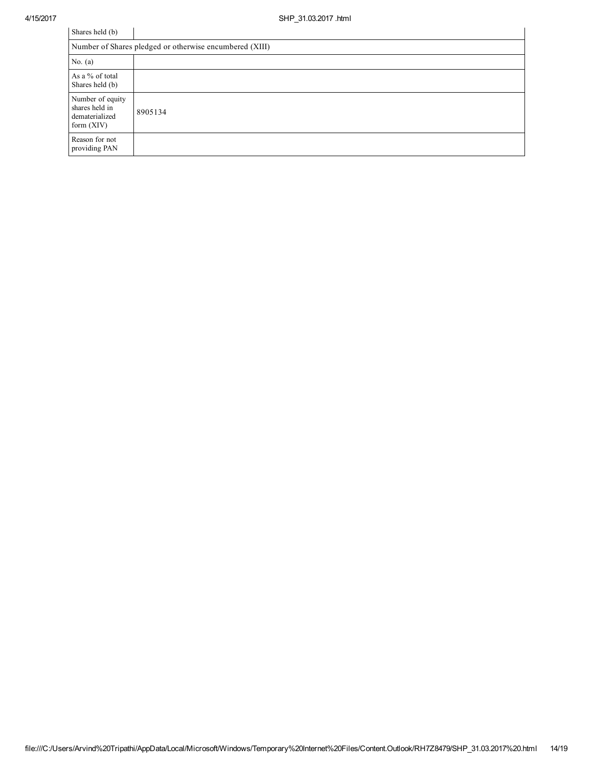| Shares held (b) | |
|---|---|
| Number of Shares pledged or otherwise encumbered (XIII) | |
| No. (a) | |
| As a % of total Shares held (b) | |
| Number of equity shares held in dematerialized form (XIV) | 8905134 |
| Reason for not providing PAN | |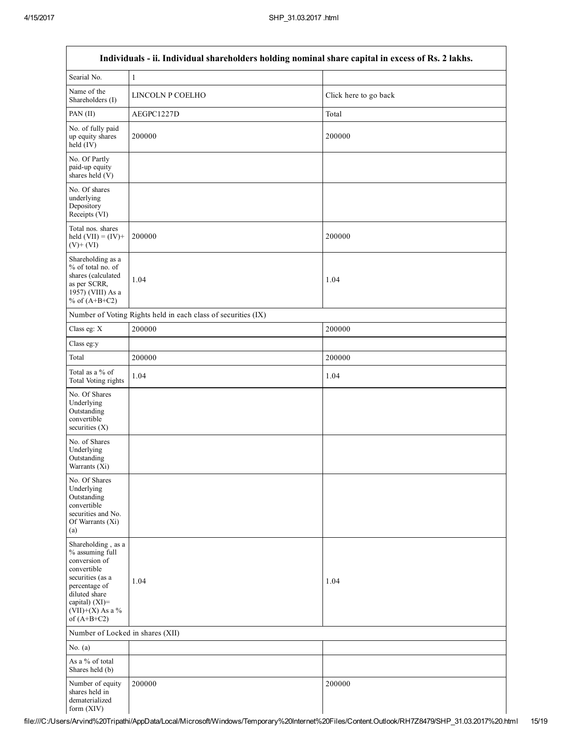| Individuals - ii. Individual shareholders holding nominal share capital in excess of Rs. 2 lakhs. | | |
|---|---|---|
| Searial No. | 1 | |
| Name of the Shareholders (I) | LINCOLN P COELHO | Click here to go back |
| PAN (II) | AEGPC1227D | Total |
| No. of fully paid up equity shares held (IV) | 200000 | 200000 |
| No. Of Partly paid-up equity shares held (V) | | |
| No. Of shares underlying Depository Receipts (VI) | | |
| Total nos. shares held (VII) = (IV)+(V)+ (VI) | 200000 | 200000 |
| Shareholding as a % of total no. of shares (calculated as per SCRR, 1957) (VIII) As a % of (A+B+C2) | 1.04 | 1.04 |
| Number of Voting Rights held in each class of securities (IX) | | |
| Class eg: X | 200000 | 200000 |
| Class eg:y | | |
| Total | 200000 | 200000 |
| Total as a % of Total Voting rights | 1.04 | 1.04 |
| No. Of Shares Underlying Outstanding convertible securities (X) | | |
| No. of Shares Underlying Outstanding Warrants (Xi) | | |
| No. Of Shares Underlying Outstanding convertible securities and No. Of Warrants (Xi) (a) | | |
| Shareholding , as a % assuming full conversion of convertible securities (as a percentage of diluted share capital) (XI)= (VII)+(X) As a % of (A+B+C2) | 1.04 | 1.04 |
| Number of Locked in shares (XII) | | |
| No. (a) | | |
| As a % of total Shares held (b) | | |
| Number of equity shares held in dematerialized form (XIV) | 200000 | 200000 |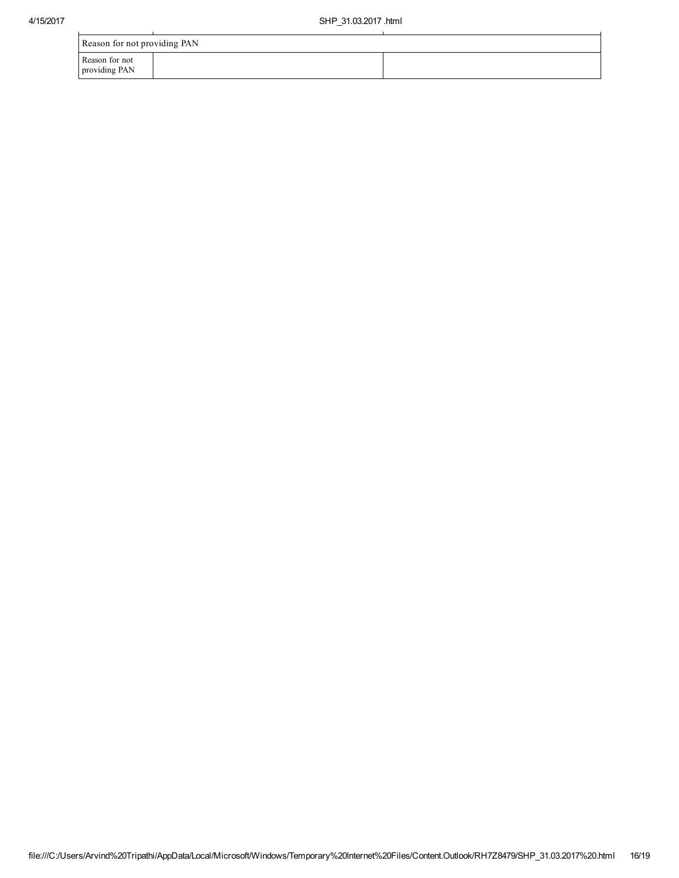| Reason for not providing PAN | | |
| --- | --- | --- |
| Reason for not providing PAN | | |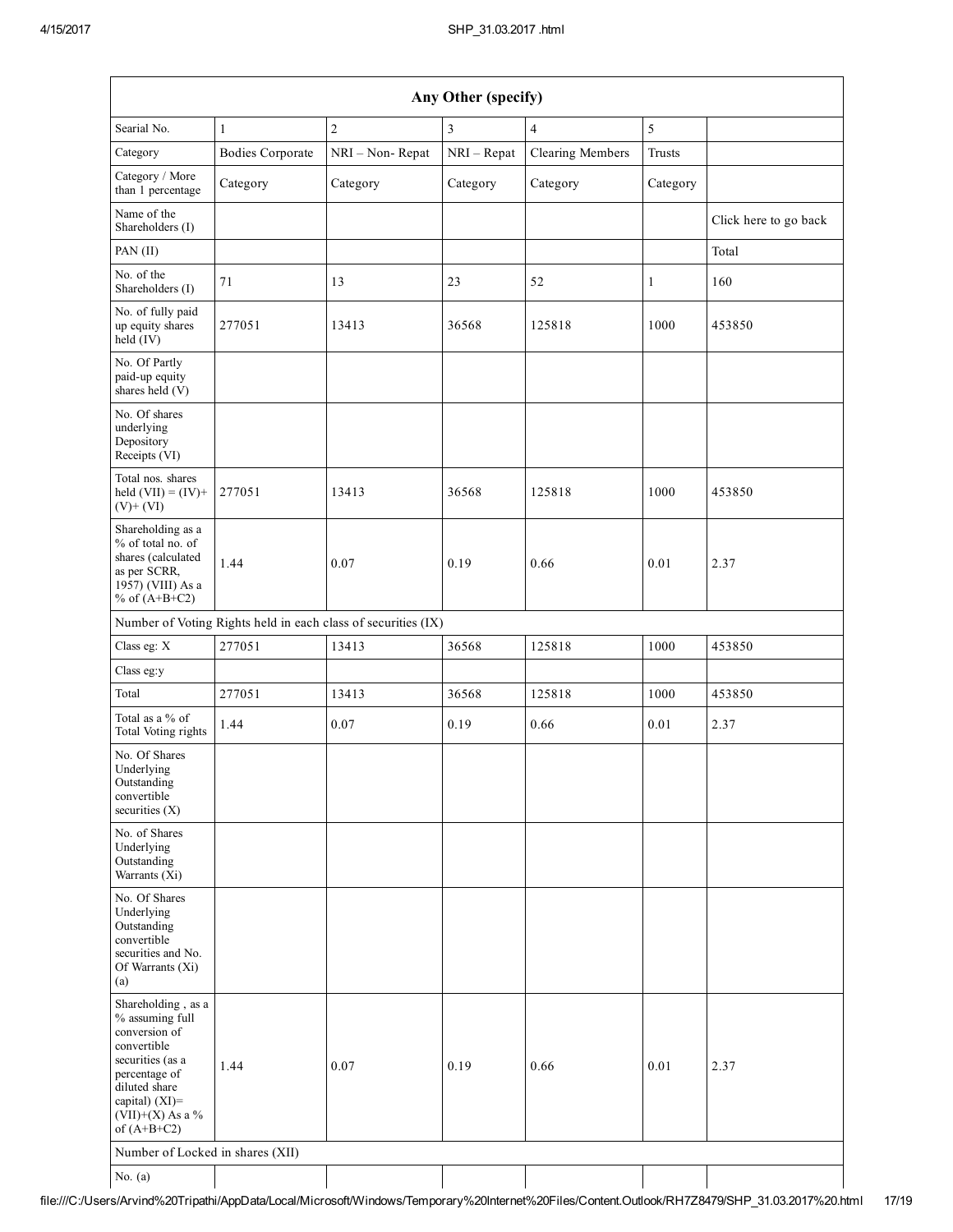| Any Other (specify) | | | | | | |
|---|---|---|---|---|---|---|
| Searial No. | 1 | 2 | 3 | 4 | 5 | |
| Category | Bodies Corporate | NRI – Non- Repat | NRI – Repat | Clearing Members | Trusts | |
| Category / More than 1 percentage | Category | Category | Category | Category | Category | |
| Name of the Shareholders (I) | | | | | | Click here to go back |
| PAN (II) | | | | | | Total |
| No. of the Shareholders (I) | 71 | 13 | 23 | 52 | 1 | 160 |
| No. of fully paid up equity shares held (IV) | 277051 | 13413 | 36568 | 125818 | 1000 | 453850 |
| No. Of Partly paid-up equity shares held (V) | | | | | | |
| No. Of shares underlying Depository Receipts (VI) | | | | | | |
| Total nos. shares held (VII) = (IV)+ (V)+ (VI) | 277051 | 13413 | 36568 | 125818 | 1000 | 453850 |
| Shareholding as a % of total no. of shares (calculated as per SCRR, 1957) (VIII) As a % of (A+B+C2) | 1.44 | 0.07 | 0.19 | 0.66 | 0.01 | 2.37 |
| Number of Voting Rights held in each class of securities (IX) | | | | | | |
| Class eg: X | 277051 | 13413 | 36568 | 125818 | 1000 | 453850 |
| Class eg:y | | | | | | |
| Total | 277051 | 13413 | 36568 | 125818 | 1000 | 453850 |
| Total as a % of Total Voting rights | 1.44 | 0.07 | 0.19 | 0.66 | 0.01 | 2.37 |
| No. Of Shares Underlying Outstanding convertible securities (X) | | | | | | |
| No. of Shares Underlying Outstanding Warrants (Xi) | | | | | | |
| No. Of Shares Underlying Outstanding convertible securities and No. Of Warrants (Xi) (a) | | | | | | |
| Shareholding , as a % assuming full conversion of convertible securities (as a percentage of diluted share capital) (XI)= (VII)+(X) As a % of (A+B+C2) | 1.44 | 0.07 | 0.19 | 0.66 | 0.01 | 2.37 |
| Number of Locked in shares (XII) | | | | | | |
| No. (a) | | | | | | |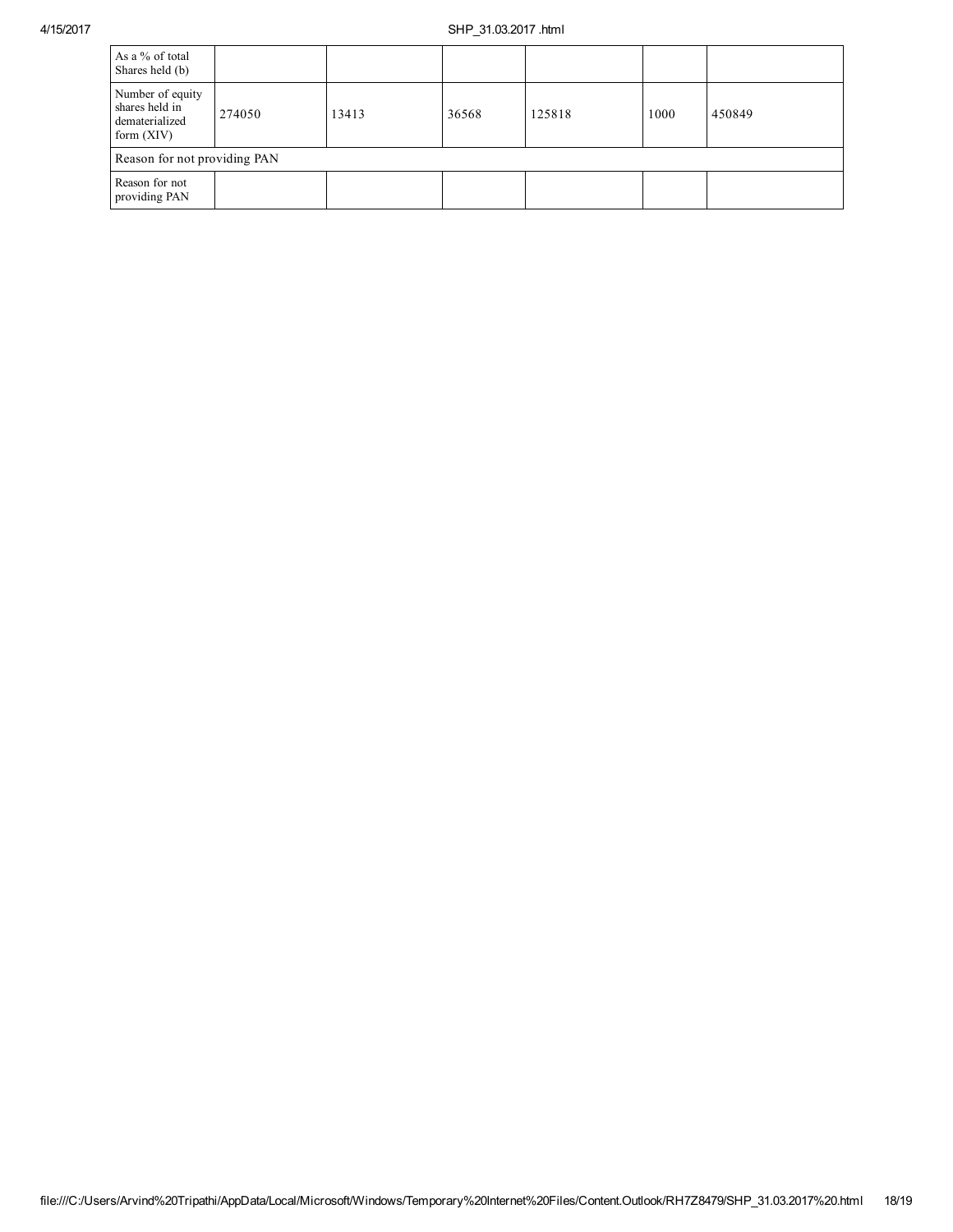| | | | | | | |
|---|---|---|---|---|---|---|
| As a % of total Shares held (b) | | | | | | |
| Number of equity shares held in dematerialized form (XIV) | 274050 | 13413 | 36568 | 125818 | 1000 | 450849 |
| Reason for not providing PAN | | | | | | |
| Reason for not providing PAN | | | | | | |